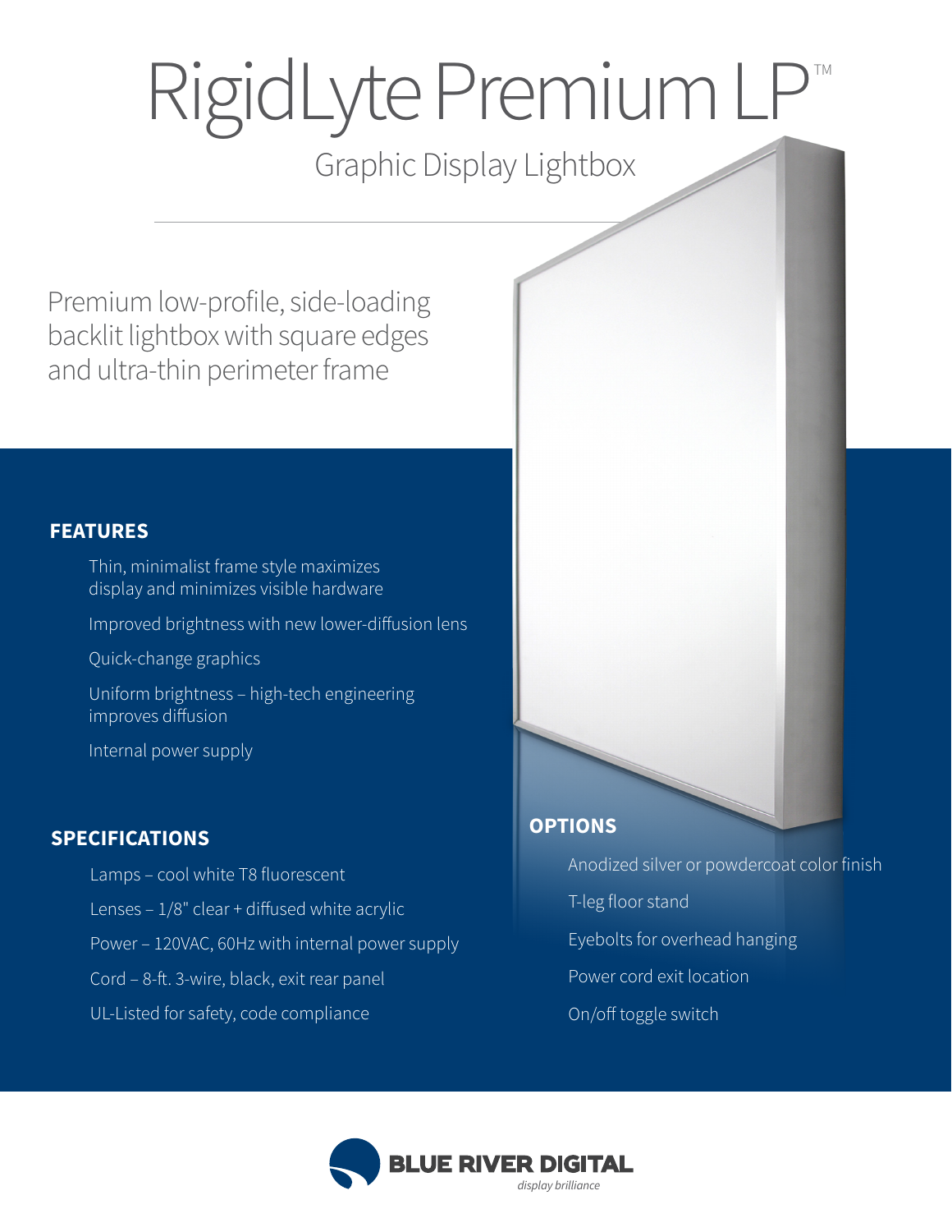# RigidLyte Premium LP™

## Graphic Display Lightbox

Premium low-profile, side-loading backlit lightbox with square edges and ultra-thin perimeter frame

### FEATURES

- Thin, minimalist frame style maximizes display and minimizes visible hardware
- Improved brightness with new lower-diffusion lens
- Quick-change graphics
- Uniform brightness – high-tech engineering improves diffusion
- Internal power supply

### SPECIFICATIONS

- Lamps – cool white T8 fluorescent
- Lenses – 1/8" clear + diffused white acrylic
- Power – 120VAC, 60Hz with internal power supply
- Cord – 8-ft. 3-wire, black, exit rear panel
- UL-Listed for safety, code compliance

### OPTIONS

- Anodized silver or powdercoat color finish
- T-leg floor stand
- Eyebolts for overhead hanging
- Power cord exit location
- On/off toggle switch

**BLUE RIVER DIGITAL**
*display brilliance*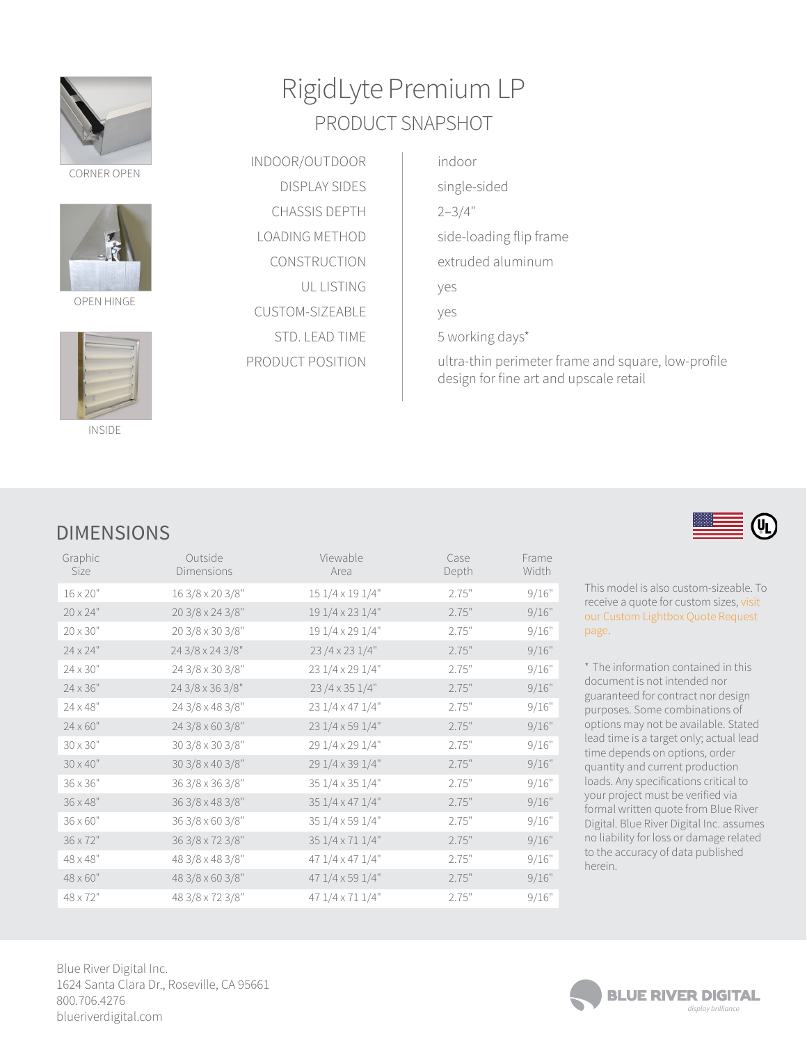CORNER OPEN

OPEN HINGE

INSIDE

# RigidLyte Premium LP

## PRODUCT SNAPSHOT

| | |
|---|---|
| INDOOR/OUTDOOR | indoor |
| DISPLAY SIDES | single-sided |
| CHASSIS DEPTH | 2–3/4" |
| LOADING METHOD | side-loading flip frame |
| CONSTRUCTION | extruded aluminum |
| UL LISTING | yes |
| CUSTOM-SIZEABLE | yes |
| STD. LEAD TIME | 5 working days* |
| PRODUCT POSITION | ultra-thin perimeter frame and square, low-profile design for fine art and upscale retail |

## DIMENSIONS

| Graphic Size | Outside Dimensions | Viewable Area | Case Depth | Frame Width |
|---|---|---|---|---|
| 16 x 20" | 16 3/8 x 20 3/8" | 15 1/4 x 19 1/4" | 2.75" | 9/16" |
| 20 x 24" | 20 3/8 x 24 3/8" | 19 1/4 x 23 1/4" | 2.75" | 9/16" |
| 20 x 30" | 20 3/8 x 30 3/8" | 19 1/4 x 29 1/4" | 2.75" | 9/16" |
| 24 x 24" | 24 3/8 x 24 3/8" | 23 /4 x 23 1/4" | 2.75" | 9/16" |
| 24 x 30" | 24 3/8 x 30 3/8" | 23 1/4 x 29 1/4" | 2.75" | 9/16" |
| 24 x 36" | 24 3/8 x 36 3/8" | 23 /4 x 35 1/4" | 2.75" | 9/16" |
| 24 x 48" | 24 3/8 x 48 3/8" | 23 1/4 x 47 1/4" | 2.75" | 9/16" |
| 24 x 60" | 24 3/8 x 60 3/8" | 23 1/4 x 59 1/4" | 2.75" | 9/16" |
| 30 x 30" | 30 3/8 x 30 3/8" | 29 1/4 x 29 1/4" | 2.75" | 9/16" |
| 30 x 40" | 30 3/8 x 40 3/8" | 29 1/4 x 39 1/4" | 2.75" | 9/16" |
| 36 x 36" | 36 3/8 x 36 3/8" | 35 1/4 x 35 1/4" | 2.75" | 9/16" |
| 36 x 48" | 36 3/8 x 48 3/8" | 35 1/4 x 47 1/4" | 2.75" | 9/16" |
| 36 x 60" | 36 3/8 x 60 3/8" | 35 1/4 x 59 1/4" | 2.75" | 9/16" |
| 36 x 72" | 36 3/8 x 72 3/8" | 35 1/4 x 71 1/4" | 2.75" | 9/16" |
| 48 x 48" | 48 3/8 x 48 3/8" | 47 1/4 x 47 1/4" | 2.75" | 9/16" |
| 48 x 60" | 48 3/8 x 60 3/8" | 47 1/4 x 59 1/4" | 2.75" | 9/16" |
| 48 x 72" | 48 3/8 x 72 3/8" | 47 1/4 x 71 1/4" | 2.75" | 9/16" |

This model is also custom-sizeable. To receive a quote for custom sizes, visit our Custom Lightbox Quote Request page.

* The information contained in this document is not intended nor guaranteed for contract nor design purposes. Some combinations of options may not be available. Stated lead time is a target only; actual lead time depends on options, order quantity and current production loads. Any specifications critical to your project must be verified via formal written quote from Blue River Digital. Blue River Digital Inc. assumes no liability for loss or damage related to the accuracy of data published herein.

Blue River Digital Inc.
1624 Santa Clara Dr., Roseville, CA 95661
800.706.4276
blueriverdigital.com

BLUE RIVER DIGITAL
*display brilliance*